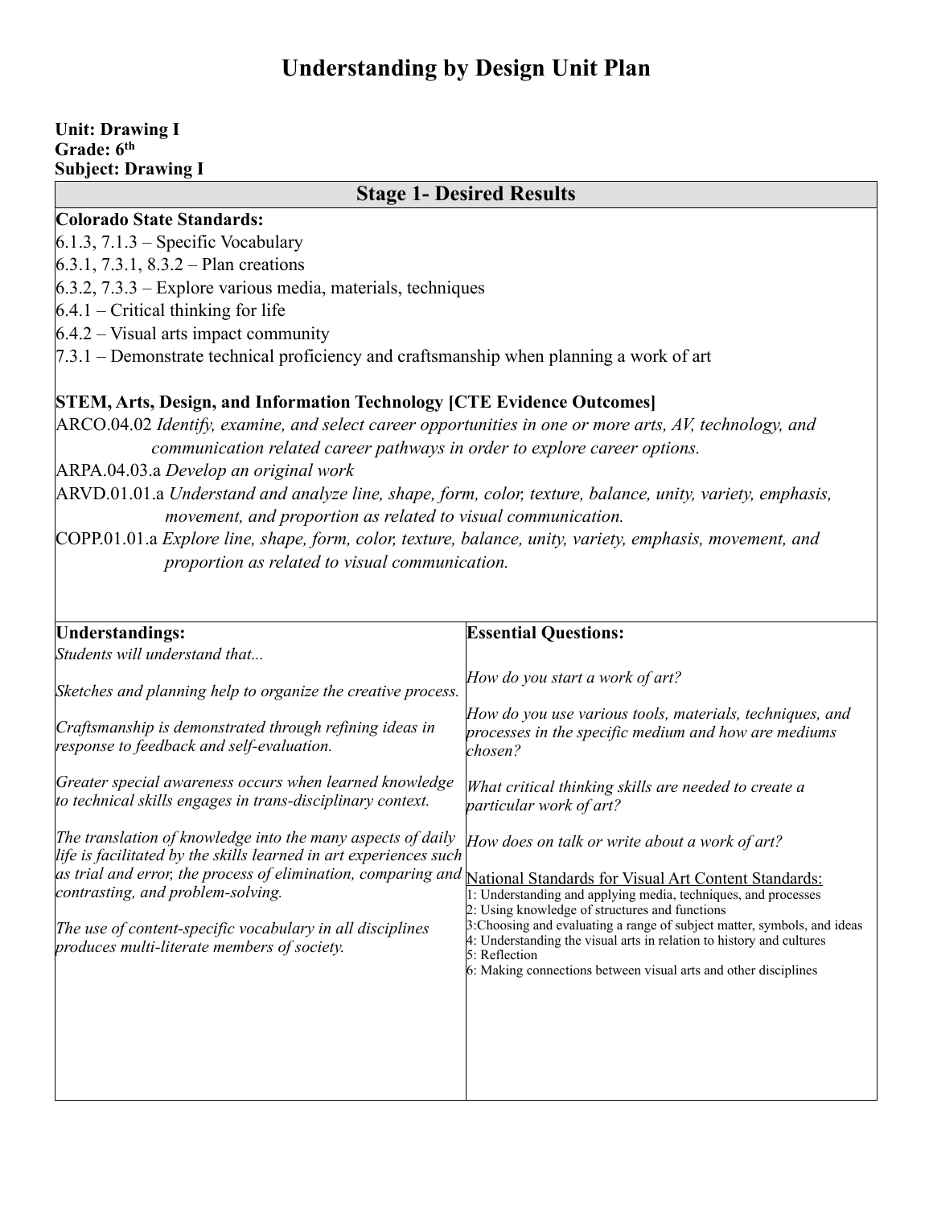# Understanding by Design Unit Plan

**Unit: Drawing I**
**Grade: 6th**
**Subject: Drawing I**

## Stage 1- Desired Results

**Colorado State Standards:**

6.1.3, 7.1.3 – Specific Vocabulary
6.3.1, 7.3.1, 8.3.2 – Plan creations
6.3.2, 7.3.3 – Explore various media, materials, techniques
6.4.1 – Critical thinking for life
6.4.2 – Visual arts impact community
7.3.1 – Demonstrate technical proficiency and craftsmanship when planning a work of art

**STEM, Arts, Design, and Information Technology [CTE Evidence Outcomes]**

ARCO.04.02 *Identify, examine, and select career opportunities in one or more arts, AV, technology, and communication related career pathways in order to explore career options.*
ARPA.04.03.a *Develop an original work*
ARVD.01.01.a *Understand and analyze line, shape, form, color, texture, balance, unity, variety, emphasis, movement, and proportion as related to visual communication.*
COPP.01.01.a *Explore line, shape, form, color, texture, balance, unity, variety, emphasis, movement, and proportion as related to visual communication.*

| **Understandings:** | **Essential Questions:** |
|---|---|
| *Students will understand that...*<br><br>*Sketches and planning help to organize the creative process.*<br><br>*Craftsmanship is demonstrated through refining ideas in response to feedback and self-evaluation.*<br><br>*Greater special awareness occurs when learned knowledge to technical skills engages in trans-disciplinary context.*<br><br>*The translation of knowledge into the many aspects of daily life is facilitated by the skills learned in art experiences such as trial and error, the process of elimination, comparing and contrasting, and problem-solving.*<br><br>*The use of content-specific vocabulary in all disciplines produces multi-literate members of society.* | *How do you start a work of art?*<br><br>*How do you use various tools, materials, techniques, and processes in the specific medium and how are mediums chosen?*<br><br>*What critical thinking skills are needed to create a particular work of art?*<br><br>*How does on talk or write about a work of art?*<br><br>National Standards for Visual Art Content Standards:<br>1: Understanding and applying media, techniques, and processes<br>2: Using knowledge of structures and functions<br>3:Choosing and evaluating a range of subject matter, symbols, and ideas<br>4: Understanding the visual arts in relation to history and cultures<br>5: Reflection<br>6: Making connections between visual arts and other disciplines |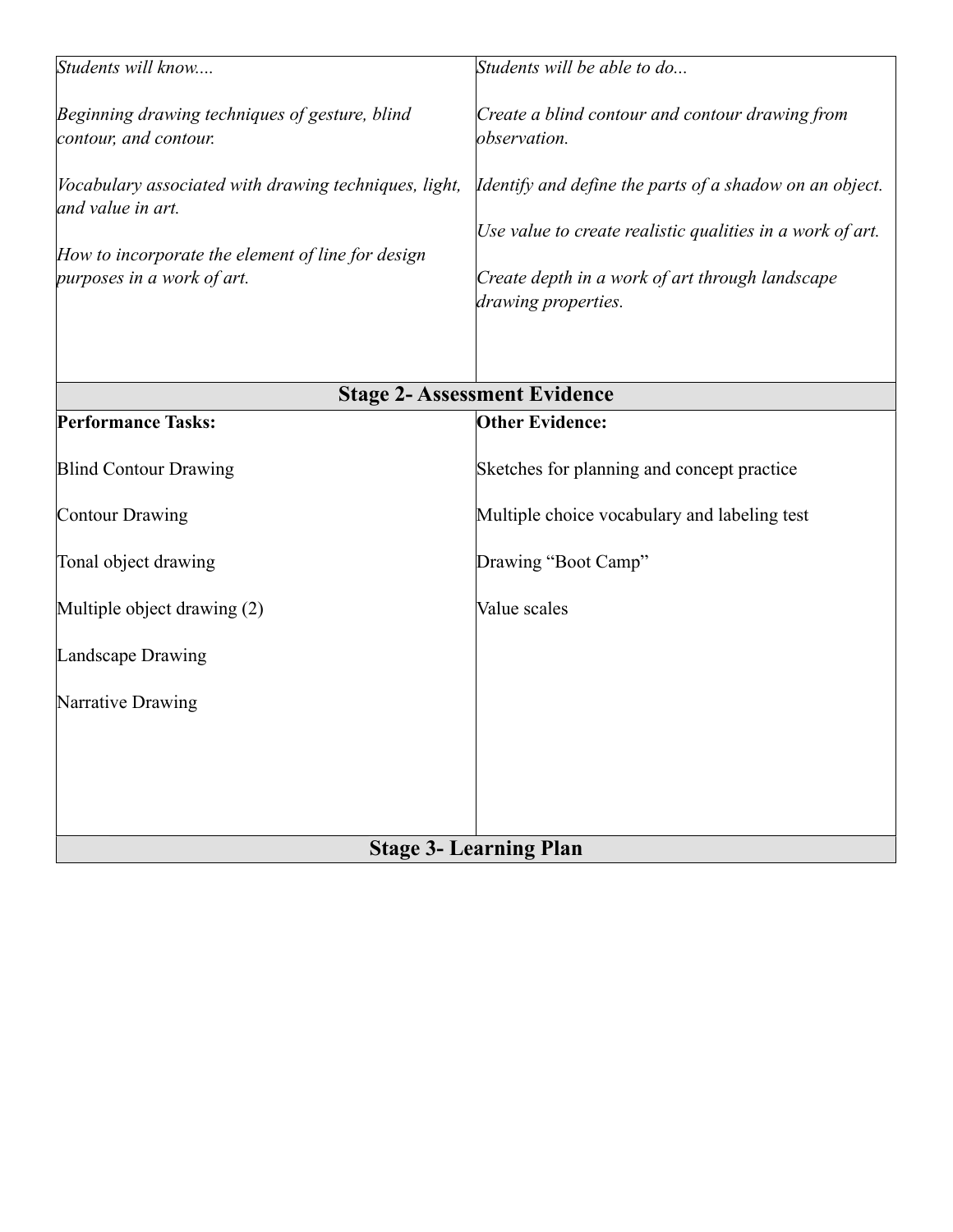| *Students will know....* | *Students will be able to do...* |
|---|---|
| *Beginning drawing techniques of gesture, blind contour, and contour.*<br><br>*Vocabulary associated with drawing techniques, light, and value in art.*<br><br>*How to incorporate the element of line for design purposes in a work of art.* | *Create a blind contour and contour drawing from observation.*<br><br>*Identify and define the parts of a shadow on an object.*<br><br>*Use value to create realistic qualities in a work of art.*<br><br>*Create depth in a work of art through landscape drawing properties.* |

## Stage 2- Assessment Evidence

| **Performance Tasks:** | **Other Evidence:** |
|---|---|
| Blind Contour Drawing<br><br>Contour Drawing<br><br>Tonal object drawing<br><br>Multiple object drawing (2)<br><br>Landscape Drawing<br><br>Narrative Drawing | Sketches for planning and concept practice<br><br>Multiple choice vocabulary and labeling test<br><br>Drawing "Boot Camp"<br><br>Value scales |

## Stage 3- Learning Plan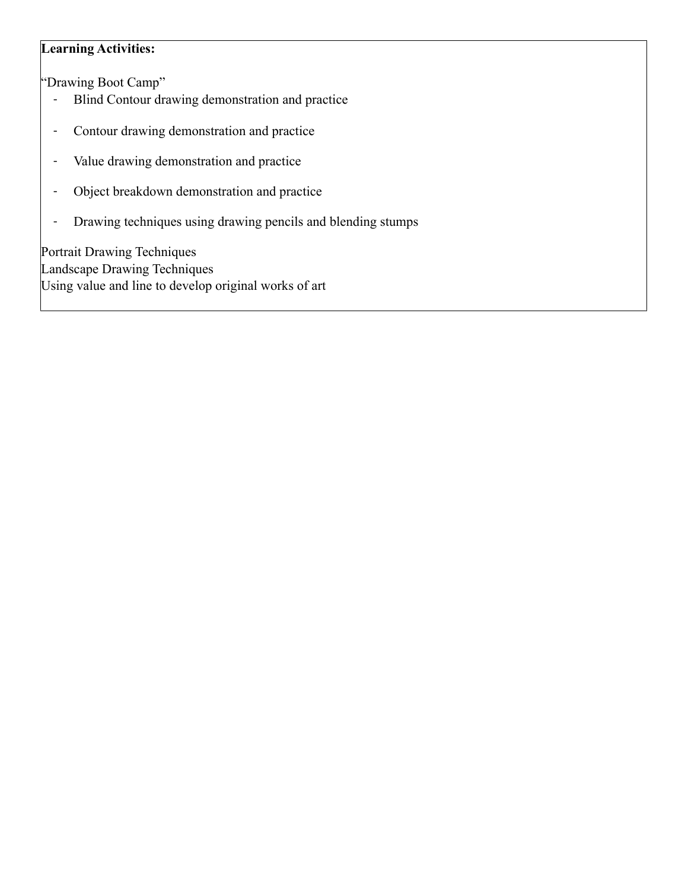**Learning Activities:**

"Drawing Boot Camp"

- Blind Contour drawing demonstration and practice
- Contour drawing demonstration and practice
- Value drawing demonstration and practice
- Object breakdown demonstration and practice
- Drawing techniques using drawing pencils and blending stumps

Portrait Drawing Techniques
Landscape Drawing Techniques
Using value and line to develop original works of art